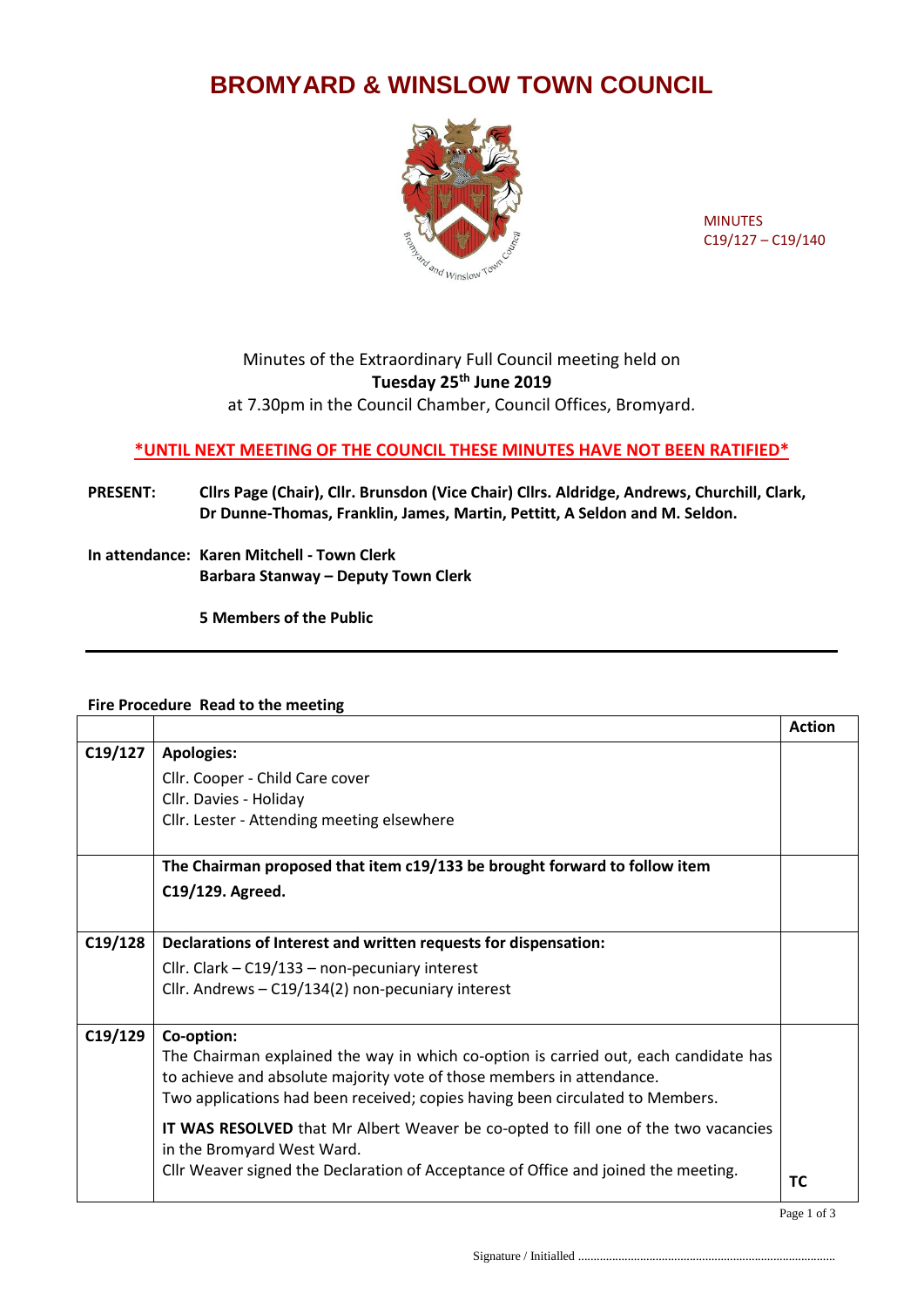# BROMYARD & WINSLOW TOWN COUNCIL

MINUTES
C19/127 – C19/140

Minutes of the Extraordinary Full Council meeting held on
**Tuesday 25th June 2019**
at 7.30pm in the Council Chamber, Council Offices, Bromyard.

**\*UNTIL NEXT MEETING OF THE COUNCIL THESE MINUTES HAVE NOT BEEN RATIFIED\***

**PRESENT:** **Cllrs Page (Chair), Cllr. Brunsdon (Vice Chair) Cllrs. Aldridge, Andrews, Churchill, Clark, Dr Dunne-Thomas, Franklin, James, Martin, Pettitt, A Seldon and M. Seldon.**

**In attendance: Karen Mitchell - Town Clerk**
**Barbara Stanway – Deputy Town Clerk**

**5 Members of the Public**

---

**Fire Procedure Read to the meeting**

| | | Action |
|---|---|---|
| C19/127 | **Apologies:**<br>Cllr. Cooper - Child Care cover<br>Cllr. Davies - Holiday<br>Cllr. Lester - Attending meeting elsewhere | |
| | **The Chairman proposed that item c19/133 be brought forward to follow item C19/129. Agreed.** | |
| C19/128 | **Declarations of Interest and written requests for dispensation:**<br>Cllr. Clark – C19/133 – non-pecuniary interest<br>Cllr. Andrews – C19/134(2) non-pecuniary interest | |
| C19/129 | **Co-option:**<br>The Chairman explained the way in which co-option is carried out, each candidate has to achieve and absolute majority vote of those members in attendance.<br>Two applications had been received; copies having been circulated to Members.<br>**IT WAS RESOLVED** that Mr Albert Weaver be co-opted to fill one of the two vacancies in the Bromyard West Ward.<br>Cllr Weaver signed the Declaration of Acceptance of Office and joined the meeting. | **TC** |

Signature / Initialled ..................................................................................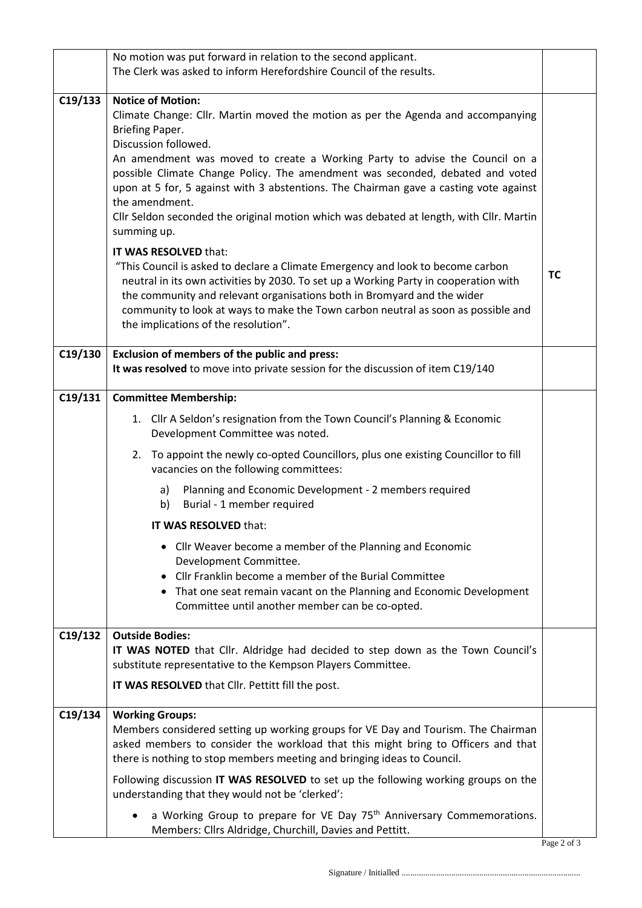| | | |
|---|---|---|
| | No motion was put forward in relation to the second applicant.<br>The Clerk was asked to inform Herefordshire Council of the results. | |
| **C19/133** | **Notice of Motion:**<br>Climate Change: Cllr. Martin moved the motion as per the Agenda and accompanying Briefing Paper.<br>Discussion followed.<br>An amendment was moved to create a Working Party to advise the Council on a possible Climate Change Policy. The amendment was seconded, debated and voted upon at 5 for, 5 against with 3 abstentions. The Chairman gave a casting vote against the amendment.<br>Cllr Seldon seconded the original motion which was debated at length, with Cllr. Martin summing up.<br><br>**IT WAS RESOLVED** that:<br>"This Council is asked to declare a Climate Emergency and look to become carbon neutral in its own activities by 2030. To set up a Working Party in cooperation with the community and relevant organisations both in Bromyard and the wider community to look at ways to make the Town carbon neutral as soon as possible and the implications of the resolution". | **TC** |
| **C19/130** | **Exclusion of members of the public and press:**<br>**It was resolved** to move into private session for the discussion of item C19/140 | |
| **C19/131** | **Committee Membership:**<br>1. Cllr A Seldon's resignation from the Town Council's Planning & Economic Development Committee was noted.<br>2. To appoint the newly co-opted Councillors, plus one existing Councillor to fill vacancies on the following committees:<br>a) Planning and Economic Development - 2 members required<br>b) Burial - 1 member required<br><br>**IT WAS RESOLVED** that:<br>• Cllr Weaver become a member of the Planning and Economic Development Committee.<br>• Cllr Franklin become a member of the Burial Committee<br>• That one seat remain vacant on the Planning and Economic Development Committee until another member can be co-opted. | |
| **C19/132** | **Outside Bodies:**<br>**IT WAS NOTED** that Cllr. Aldridge had decided to step down as the Town Council's substitute representative to the Kempson Players Committee.<br>**IT WAS RESOLVED** that Cllr. Pettitt fill the post. | |
| **C19/134** | **Working Groups:**<br>Members considered setting up working groups for VE Day and Tourism. The Chairman asked members to consider the workload that this might bring to Officers and that there is nothing to stop members meeting and bringing ideas to Council.<br><br>Following discussion **IT WAS RESOLVED** to set up the following working groups on the understanding that they would not be 'clerked':<br>• a Working Group to prepare for VE Day 75th Anniversary Commemorations. Members: Cllrs Aldridge, Churchill, Davies and Pettitt. | |

Signature / Initialled ..................................................................................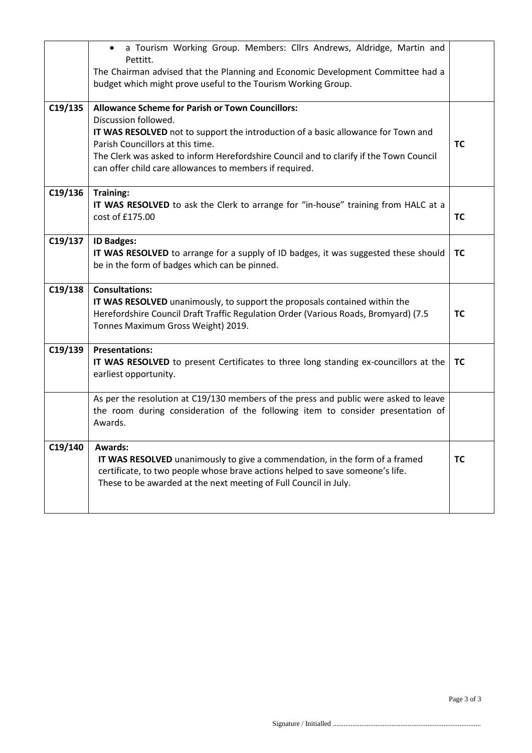| | | |
|---|---|---|
| | • a Tourism Working Group. Members: Cllrs Andrews, Aldridge, Martin and Pettitt.<br>The Chairman advised that the Planning and Economic Development Committee had a budget which might prove useful to the Tourism Working Group. | |
| C19/135 | **Allowance Scheme for Parish or Town Councillors:**<br>Discussion followed.<br>**IT WAS RESOLVED** not to support the introduction of a basic allowance for Town and Parish Councillors at this time.<br>The Clerk was asked to inform Herefordshire Council and to clarify if the Town Council can offer child care allowances to members if required. | **TC** |
| C19/136 | **Training:**<br>**IT WAS RESOLVED** to ask the Clerk to arrange for "in-house" training from HALC at a cost of £175.00 | **TC** |
| C19/137 | **ID Badges:**<br>**IT WAS RESOLVED** to arrange for a supply of ID badges, it was suggested these should be in the form of badges which can be pinned. | **TC** |
| C19/138 | **Consultations:**<br>**IT WAS RESOLVED** unanimously, to support the proposals contained within the Herefordshire Council Draft Traffic Regulation Order (Various Roads, Bromyard) (7.5 Tonnes Maximum Gross Weight) 2019. | **TC** |
| C19/139 | **Presentations:**<br>**IT WAS RESOLVED** to present Certificates to three long standing ex-councillors at the earliest opportunity. | **TC** |
| | As per the resolution at C19/130 members of the press and public were asked to leave the room during consideration of the following item to consider presentation of Awards. | |
| C19/140 | **Awards:**<br>**IT WAS RESOLVED** unanimously to give a commendation, in the form of a framed certificate, to two people whose brave actions helped to save someone's life.<br>These to be awarded at the next meeting of Full Council in July. | **TC** |

Signature / Initialled ..................................................................................